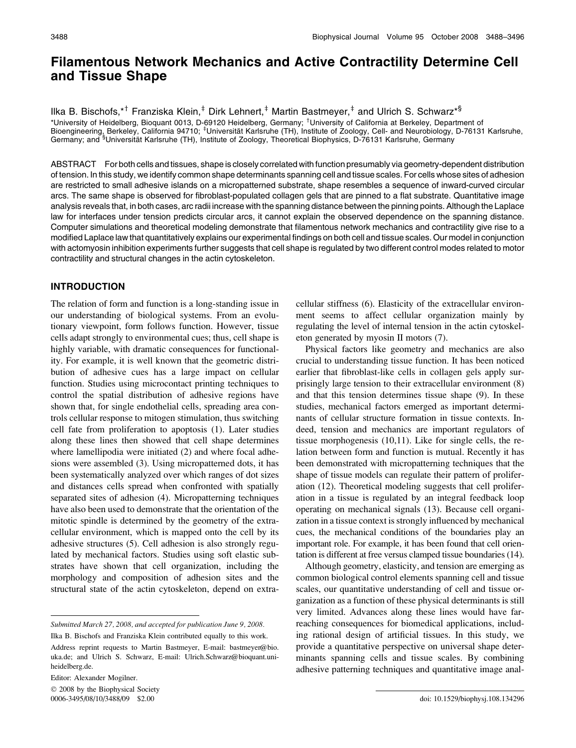# Filamentous Network Mechanics and Active Contractility Determine Cell and Tissue Shape

Ilka B. Bischofs,*† Franziska Klein,‡ Dirk Lehnert,‡ Martin Bastmeyer,‡ and Ulrich S. Schwarz*§

*University of Heidelberg, Bioquant 0013, D-69120 Heidelberg, Germany; †University of California at Berkeley, Department of Bioengineering, Berkeley, California 94710; ‡Universität Karlsruhe (TH), Institute of Zoology, Cell- and Neurobiology, D-76131 Karlsruhe, Germany; and §Universität Karlsruhe (TH), Institute of Zoology, Theoretical Biophysics, D-76131 Karlsruhe, Germany

ABSTRACT For both cells and tissues, shape is closely correlated with function presumably via geometry-dependent distribution of tension. In this study, we identify common shape determinants spanning cell and tissue scales. For cells whose sites of adhesion are restricted to small adhesive islands on a micropatterned substrate, shape resembles a sequence of inward-curved circular arcs. The same shape is observed for fibroblast-populated collagen gels that are pinned to a flat substrate. Quantitative image analysis reveals that, in both cases, arc radii increase with the spanning distance between the pinning points. Although the Laplace law for interfaces under tension predicts circular arcs, it cannot explain the observed dependence on the spanning distance. Computer simulations and theoretical modeling demonstrate that filamentous network mechanics and contractility give rise to a modified Laplace law that quantitatively explains our experimental findings on both cell and tissue scales. Our model in conjunction with actomyosin inhibition experiments further suggests that cell shape is regulated by two different control modes related to motor contractility and structural changes in the actin cytoskeleton.

## INTRODUCTION

The relation of form and function is a long-standing issue in our understanding of biological systems. From an evolutionary viewpoint, form follows function. However, tissue cells adapt strongly to environmental cues; thus, cell shape is highly variable, with dramatic consequences for functionality. For example, it is well known that the geometric distribution of adhesive cues has a large impact on cellular function. Studies using microcontact printing techniques to control the spatial distribution of adhesive regions have shown that, for single endothelial cells, spreading area controls cellular response to mitogen stimulation, thus switching cell fate from proliferation to apoptosis (1). Later studies along these lines then showed that cell shape determines where lamellipodia were initiated (2) and where focal adhesions were assembled (3). Using micropatterned dots, it has been systematically analyzed over which ranges of dot sizes and distances cells spread when confronted with spatially separated sites of adhesion (4). Micropatterning techniques have also been used to demonstrate that the orientation of the mitotic spindle is determined by the geometry of the extracellular environment, which is mapped onto the cell by its adhesive structures (5). Cell adhesion is also strongly regulated by mechanical factors. Studies using soft elastic substrates have shown that cell organization, including the morphology and composition of adhesion sites and the structural state of the actin cytoskeleton, depend on extracellular stiffness (6). Elasticity of the extracellular environment seems to affect cellular organization mainly by regulating the level of internal tension in the actin cytoskeleton generated by myosin II motors (7).

Physical factors like geometry and mechanics are also crucial to understanding tissue function. It has been noticed earlier that fibroblast-like cells in collagen gels apply surprisingly large tension to their extracellular environment (8) and that this tension determines tissue shape (9). In these studies, mechanical factors emerged as important determinants of cellular structure formation in tissue contexts. Indeed, tension and mechanics are important regulators of tissue morphogenesis (10,11). Like for single cells, the relation between form and function is mutual. Recently it has been demonstrated with micropatterning techniques that the shape of tissue models can regulate their pattern of proliferation (12). Theoretical modeling suggests that cell proliferation in a tissue is regulated by an integral feedback loop operating on mechanical signals (13). Because cell organization in a tissue context is strongly influenced by mechanical cues, the mechanical conditions of the boundaries play an important role. For example, it has been found that cell orientation is different at free versus clamped tissue boundaries (14).

Although geometry, elasticity, and tension are emerging as common biological control elements spanning cell and tissue scales, our quantitative understanding of cell and tissue organization as a function of these physical determinants is still very limited. Advances along these lines would have far-reaching consequences for biomedical applications, including rational design of artificial tissues. In this study, we provide a quantitative perspective on universal shape determinants spanning cells and tissue scales. By combining adhesive patterning techniques and quantitative image anal-

---

*Submitted March 27, 2008, and accepted for publication June 9, 2008.*

Ilka B. Bischofs and Franziska Klein contributed equally to this work.

Address reprint requests to Martin Bastmeyer, E-mail: bastmeyer@bio.uka.de; and Ulrich S. Schwarz, E-mail: Ulrich.Schwarz@bioquant.uni-heidelberg.de.

Editor: Alexander Mogilner.

© 2008 by the Biophysical Society
0006-3495/08/10/3488/09 $2.00

doi: 10.1529/biophysj.108.134296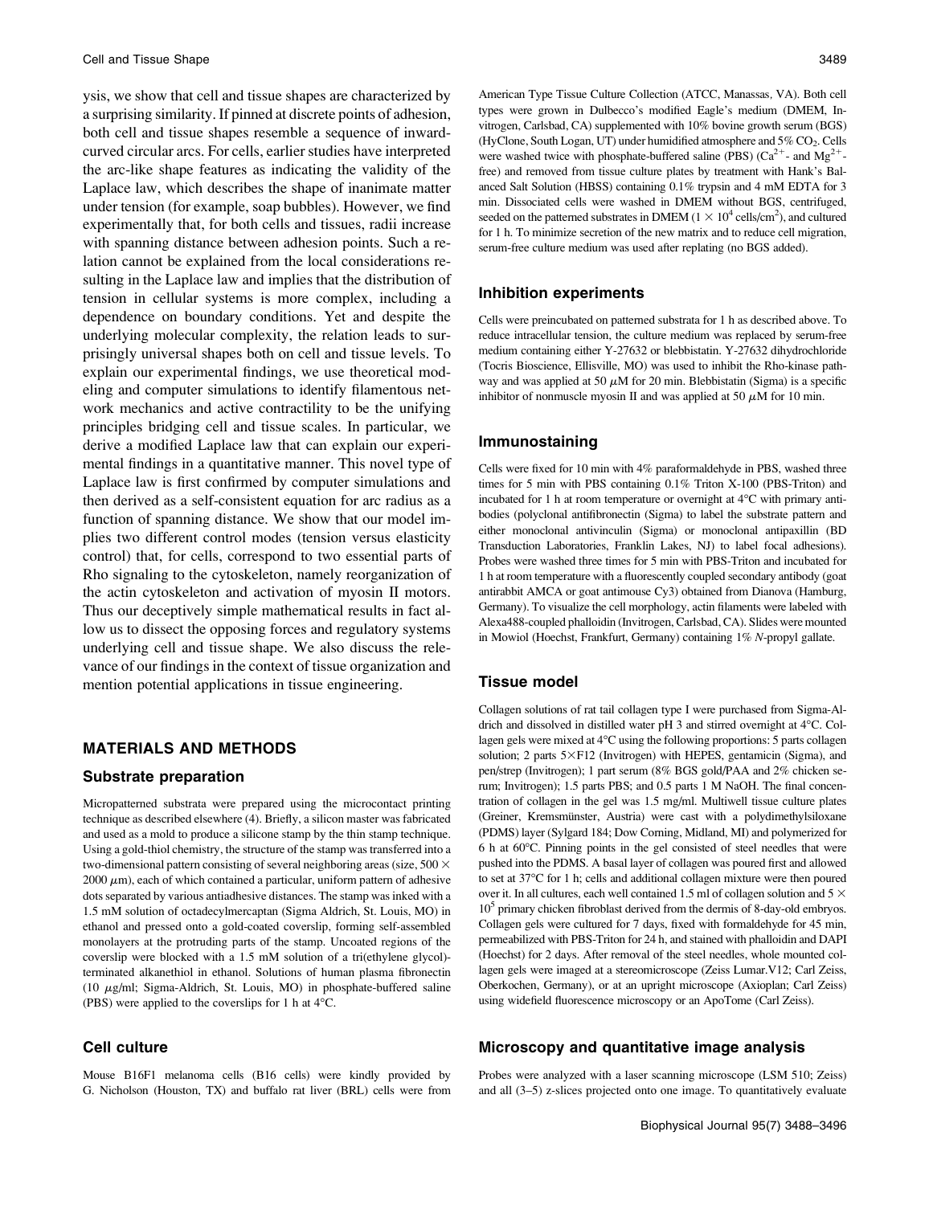ysis, we show that cell and tissue shapes are characterized by a surprising similarity. If pinned at discrete points of adhesion, both cell and tissue shapes resemble a sequence of inward-curved circular arcs. For cells, earlier studies have interpreted the arc-like shape features as indicating the validity of the Laplace law, which describes the shape of inanimate matter under tension (for example, soap bubbles). However, we find experimentally that, for both cells and tissues, radii increase with spanning distance between adhesion points. Such a relation cannot be explained from the local considerations resulting in the Laplace law and implies that the distribution of tension in cellular systems is more complex, including a dependence on boundary conditions. Yet and despite the underlying molecular complexity, the relation leads to surprisingly universal shapes both on cell and tissue levels. To explain our experimental findings, we use theoretical modeling and computer simulations to identify filamentous network mechanics and active contractility to be the unifying principles bridging cell and tissue scales. In particular, we derive a modified Laplace law that can explain our experimental findings in a quantitative manner. This novel type of Laplace law is first confirmed by computer simulations and then derived as a self-consistent equation for arc radius as a function of spanning distance. We show that our model implies two different control modes (tension versus elasticity control) that, for cells, correspond to two essential parts of Rho signaling to the cytoskeleton, namely reorganization of the actin cytoskeleton and activation of myosin II motors. Thus our deceptively simple mathematical results in fact allow us to dissect the opposing forces and regulatory systems underlying cell and tissue shape. We also discuss the relevance of our findings in the context of tissue organization and mention potential applications in tissue engineering.

## MATERIALS AND METHODS

### Substrate preparation

Micropatterned substrata were prepared using the microcontact printing technique as described elsewhere (4). Briefly, a silicon master was fabricated and used as a mold to produce a silicone stamp by the thin stamp technique. Using a gold-thiol chemistry, the structure of the stamp was transferred into a two-dimensional pattern consisting of several neighboring areas (size, $500 \times 2000$ $\mu$m), each of which contained a particular, uniform pattern of adhesive dots separated by various antiadhesive distances. The stamp was inked with a 1.5 mM solution of octadecylmercaptan (Sigma Aldrich, St. Louis, MO) in ethanol and pressed onto a gold-coated coverslip, forming self-assembled monolayers at the protruding parts of the stamp. Uncoated regions of the coverslip were blocked with a 1.5 mM solution of a tri(ethylene glycol)-terminated alkanethiol in ethanol. Solutions of human plasma fibronectin (10 $\mu$g/ml; Sigma-Aldrich, St. Louis, MO) in phosphate-buffered saline (PBS) were applied to the coverslips for 1 h at 4°C.

### Cell culture

Mouse B16F1 melanoma cells (B16 cells) were kindly provided by G. Nicholson (Houston, TX) and buffalo rat liver (BRL) cells were from American Type Tissue Culture Collection (ATCC, Manassas, VA). Both cell types were grown in Dulbecco's modified Eagle's medium (DMEM, Invitrogen, Carlsbad, CA) supplemented with 10% bovine growth serum (BGS) (HyClone, South Logan, UT) under humidified atmosphere and 5% $CO_2$. Cells were washed twice with phosphate-buffered saline (PBS) ($Ca^{2+}$- and $Mg^{2+}$-free) and removed from tissue culture plates by treatment with Hank's Balanced Salt Solution (HBSS) containing 0.1% trypsin and 4 mM EDTA for 3 min. Dissociated cells were washed in DMEM without BGS, centrifuged, seeded on the patterned substrates in DMEM ($1 \times 10^4$ cells/cm$^2$), and cultured for 1 h. To minimize secretion of the new matrix and to reduce cell migration, serum-free culture medium was used after replating (no BGS added).

### Inhibition experiments

Cells were preincubated on patterned substrata for 1 h as described above. To reduce intracellular tension, the culture medium was replaced by serum-free medium containing either Y-27632 or blebbistatin. Y-27632 dihydrochloride (Tocris Bioscience, Ellisville, MO) was used to inhibit the Rho-kinase pathway and was applied at 50 $\mu$M for 20 min. Blebbistatin (Sigma) is a specific inhibitor of nonmuscle myosin II and was applied at 50 $\mu$M for 10 min.

### Immunostaining

Cells were fixed for 10 min with 4% paraformaldehyde in PBS, washed three times for 5 min with PBS containing 0.1% Triton X-100 (PBS-Triton) and incubated for 1 h at room temperature or overnight at 4°C with primary antibodies (polyclonal antifibronectin (Sigma) to label the substrate pattern and either monoclonal antivinculin (Sigma) or monoclonal antipaxillin (BD Transduction Laboratories, Franklin Lakes, NJ) to label focal adhesions). Probes were washed three times for 5 min with PBS-Triton and incubated for 1 h at room temperature with a fluorescently coupled secondary antibody (goat antirabbit AMCA or goat antimouse Cy3) obtained from Dianova (Hamburg, Germany). To visualize the cell morphology, actin filaments were labeled with Alexa488-coupled phalloidin (Invitrogen, Carlsbad, CA). Slides were mounted in Mowiol (Hoechst, Frankfurt, Germany) containing 1% *N*-propyl gallate.

### Tissue model

Collagen solutions of rat tail collagen type I were purchased from Sigma-Aldrich and dissolved in distilled water pH 3 and stirred overnight at 4°C. Collagen gels were mixed at 4°C using the following proportions: 5 parts collagen solution; 2 parts 5×F12 (Invitrogen) with HEPES, gentamicin (Sigma), and pen/strep (Invitrogen); 1 part serum (8% BGS gold/PAA and 2% chicken serum; Invitrogen); 1.5 parts PBS; and 0.5 parts 1 M NaOH. The final concentration of collagen in the gel was 1.5 mg/ml. Multiwell tissue culture plates (Greiner, Kremsmünster, Austria) were cast with a polydimethylsiloxane (PDMS) layer (Sylgard 184; Dow Corning, Midland, MI) and polymerized for 6 h at 60°C. Pinning points in the gel consisted of steel needles that were pushed into the PDMS. A basal layer of collagen was poured first and allowed to set at 37°C for 1 h; cells and additional collagen mixture were then poured over it. In all cultures, each well contained 1.5 ml of collagen solution and $5 \times 10^5$ primary chicken fibroblast derived from the dermis of 8-day-old embryos. Collagen gels were cultured for 7 days, fixed with formaldehyde for 45 min, permeabilized with PBS-Triton for 24 h, and stained with phalloidin and DAPI (Hoechst) for 2 days. After removal of the steel needles, whole mounted collagen gels were imaged at a stereomicroscope (Zeiss Lumar.V12; Carl Zeiss, Oberkochen, Germany), or at an upright microscope (Axioplan; Carl Zeiss) using widefield fluorescence microscopy or an ApoTome (Carl Zeiss).

### Microscopy and quantitative image analysis

Probes were analyzed with a laser scanning microscope (LSM 510; Zeiss) and all (3–5) z-slices projected onto one image. To quantitatively evaluate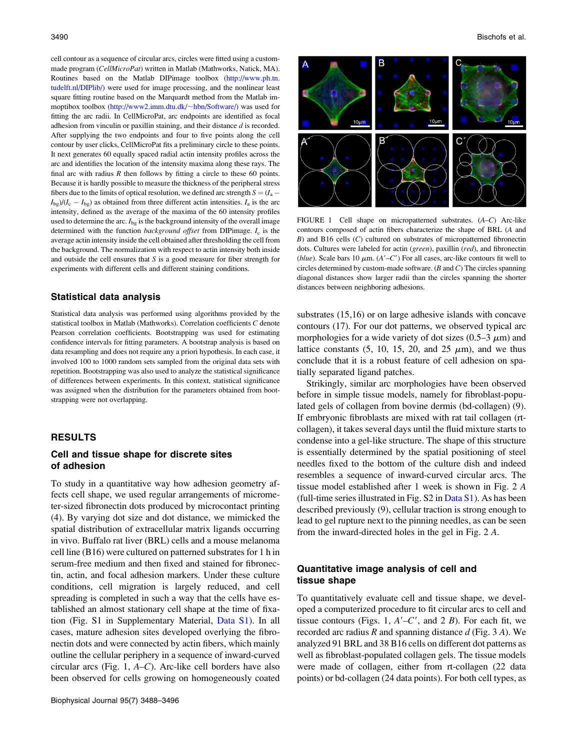cell contour as a sequence of circular arcs, circles were fitted using a custom-made program (*CellMicroPat*) written in Matlab (Mathworks, Natick, MA). Routines based on the Matlab DIPimage toolbox (http://www.ph.tn.tudelft.nl/DIPlib/) were used for image processing, and the nonlinear least square fitting routine based on the Marquardt method from the Matlab immoptibox toolbox (http://www2.imm.dtu.dk/~hbn/Software/) was used for fitting the arc radii. In CellMicroPat, arc endpoints are identified as focal adhesion from vinculin or paxillin staining, and their distance $d$ is recorded. After supplying the two endpoints and four to five points along the cell contour by user clicks, CellMicroPat fits a preliminary circle to these points. It next generates 60 equally spaced radial actin intensity profiles across the arc and identifies the location of the intensity maxima along these rays. The final arc with radius $R$ then follows by fitting a circle to these 60 points. Because it is hardly possible to measure the thickness of the peripheral stress fibers due to the limits of optical resolution, we defined arc strength $S = (I_a - I_{bg})/(I_c - I_{bg})$ as obtained from three different actin intensities. $I_a$ is the arc intensity, defined as the average of the maxima of the 60 intensity profiles used to determine the arc. $I_{bg}$ is the background intensity of the overall image determined with the function *background offset* from DIPimage. $I_c$ is the average actin intensity inside the cell obtained after thresholding the cell from the background. The normalization with respect to actin intensity both inside and outside the cell ensures that $S$ is a good measure for fiber strength for experiments with different cells and different staining conditions.

## Statistical data analysis

Statistical data analysis was performed using algorithms provided by the statistical toolbox in Matlab (Mathworks). Correlation coefficients $C$ denote Pearson correlation coefficients. Bootstrapping was used for estimating confidence intervals for fitting parameters. A bootstrap analysis is based on data resampling and does not require any a priori hypothesis. In each case, it involved 100 to 1000 random sets sampled from the original data sets with repetition. Bootstrapping was also used to analyze the statistical significance of differences between experiments. In this context, statistical significance was assigned when the distribution for the parameters obtained from bootstrapping were not overlapping.

# RESULTS

## Cell and tissue shape for discrete sites of adhesion

To study in a quantitative way how adhesion geometry affects cell shape, we used regular arrangements of micrometer-sized fibronectin dots produced by microcontact printing (4). By varying dot size and dot distance, we mimicked the spatial distribution of extracellular matrix ligands occurring in vivo. Buffalo rat liver (BRL) cells and a mouse melanoma cell line (B16) were cultured on patterned substrates for 1 h in serum-free medium and then fixed and stained for fibronectin, actin, and focal adhesion markers. Under these culture conditions, cell migration is largely reduced, and cell spreading is completed in such a way that the cells have established an almost stationary cell shape at the time of fixation (Fig. S1 in Supplementary Material, Data S1). In all cases, mature adhesion sites developed overlaying the fibronectin dots and were connected by actin fibers, which mainly outline the cellular periphery in a sequence of inward-curved circular arcs (Fig. 1, *A–C*). Arc-like cell borders have also been observed for cells growing on homogeneously coated substrates (15,16) or on large adhesive islands with concave contours (17). For our dot patterns, we observed typical arc morphologies for a wide variety of dot sizes (0.5–3 $\mu$m) and lattice constants (5, 10, 15, 20, and 25 $\mu$m), and we thus conclude that it is a robust feature of cell adhesion on spatially separated ligand patches.

FIGURE 1 Cell shape on micropatterned substrates. (*A–C*) Arc-like contours composed of actin fibers characterize the shape of BRL (*A* and *B*) and B16 cells (*C*) cultured on substrates of micropatterned fibronectin dots. Cultures were labeled for actin (*green*), paxillin (*red*), and fibronectin (*blue*). Scale bars 10 $\mu$m. ($A'$–$C'$) For all cases, arc-like contours fit well to circles determined by custom-made software. (*B* and *C*) The circles spanning diagonal distances show larger radii than the circles spanning the shorter distances between neighboring adhesions.

Strikingly, similar arc morphologies have been observed before in simple tissue models, namely for fibroblast-populated gels of collagen from bovine dermis (bd-collagen) (9). If embryonic fibroblasts are mixed with rat tail collagen (rt-collagen), it takes several days until the fluid mixture starts to condense into a gel-like structure. The shape of this structure is essentially determined by the spatial positioning of steel needles fixed to the bottom of the culture dish and indeed resembles a sequence of inward-curved circular arcs. The tissue model established after 1 week is shown in Fig. 2 *A* (full-time series illustrated in Fig. S2 in Data S1). As has been described previously (9), cellular traction is strong enough to lead to gel rupture next to the pinning needles, as can be seen from the inward-directed holes in the gel in Fig. 2 *A*.

## Quantitative image analysis of cell and tissue shape

To quantitatively evaluate cell and tissue shape, we developed a computerized procedure to fit circular arcs to cell and tissue contours (Figs. 1, $A'$–$C'$, and 2 *B*). For each fit, we recorded arc radius $R$ and spanning distance $d$ (Fig. 3 *A*). We analyzed 91 BRL and 38 B16 cells on different dot patterns as well as fibroblast-populated collagen gels. The tissue models were made of collagen, either from rt-collagen (22 data points) or bd-collagen (24 data points). For both cell types, as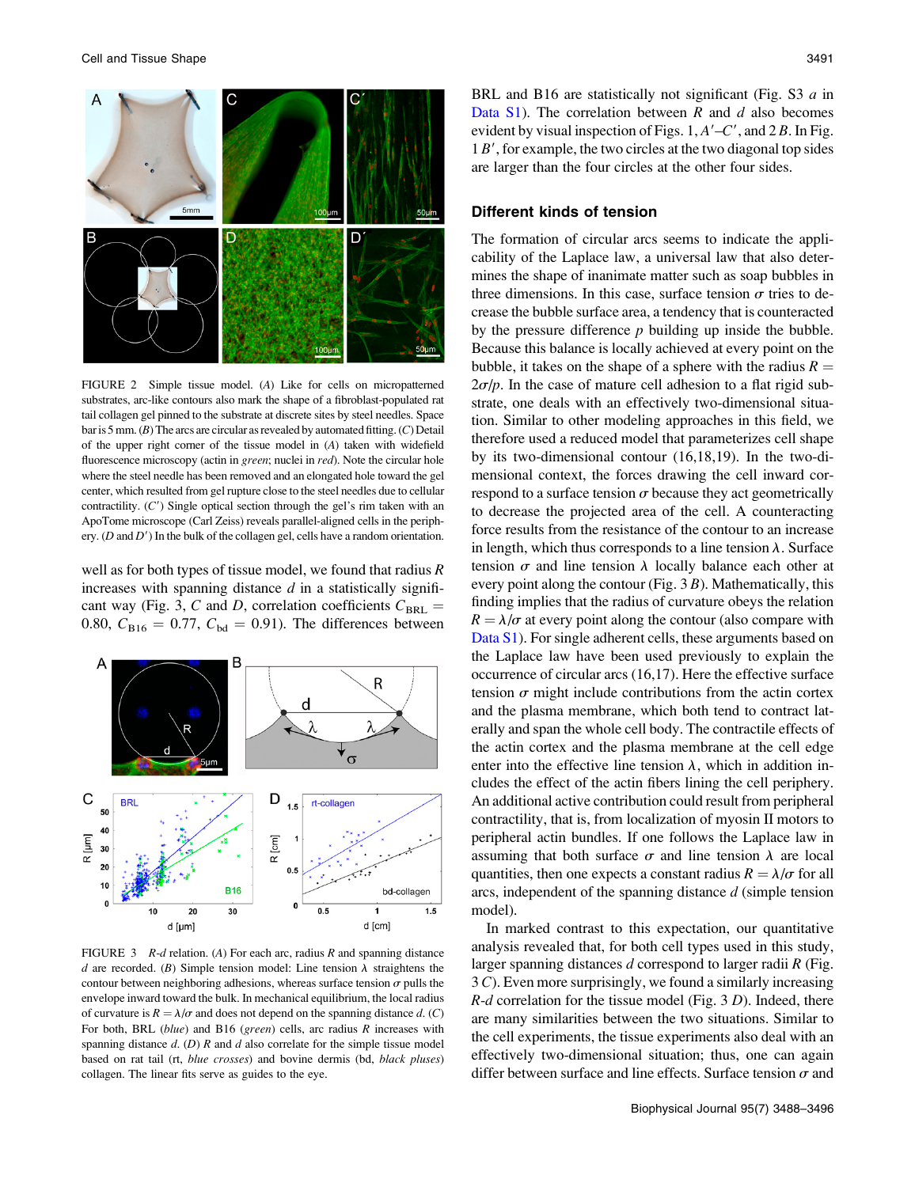FIGURE 2 Simple tissue model. (*A*) Like for cells on micropatterned substrates, arc-like contours also mark the shape of a fibroblast-populated rat tail collagen gel pinned to the substrate at discrete sites by steel needles. Space bar is 5 mm. (*B*) The arcs are circular as revealed by automated fitting. (*C*) Detail of the upper right corner of the tissue model in (*A*) taken with widefield fluorescence microscopy (actin in *green*; nuclei in *red*). Note the circular hole where the steel needle has been removed and an elongated hole toward the gel center, which resulted from gel rupture close to the steel needles due to cellular contractility. (*C′*) Single optical section through the gel's rim taken with an ApoTome microscope (Carl Zeiss) reveals parallel-aligned cells in the periphery. (*D* and *D′*) In the bulk of the collagen gel, cells have a random orientation.

well as for both types of tissue model, we found that radius $R$ increases with spanning distance $d$ in a statistically significant way (Fig. 3, *C* and *D*, correlation coefficients $C_{\mathrm{BRL}} = 0.80$, $C_{\mathrm{B16}} = 0.77$, $C_{\mathrm{bd}} = 0.91$). The differences between BRL and B16 are statistically not significant (Fig. S3 *a* in Data S1). The correlation between $R$ and $d$ also becomes evident by visual inspection of Figs. 1, *A′*–*C′*, and 2 *B*. In Fig. 1 *B′*, for example, the two circles at the two diagonal top sides are larger than the four circles at the other four sides.

FIGURE 3 *R-d* relation. (*A*) For each arc, radius $R$ and spanning distance $d$ are recorded. (*B*) Simple tension model: Line tension $\lambda$ straightens the contour between neighboring adhesions, whereas surface tension $\sigma$ pulls the envelope inward toward the bulk. In mechanical equilibrium, the local radius of curvature is $R = \lambda/\sigma$ and does not depend on the spanning distance $d$. (*C*) For both, BRL (*blue*) and B16 (*green*) cells, arc radius $R$ increases with spanning distance $d$. (*D*) $R$ and $d$ also correlate for the simple tissue model based on rat tail (rt, *blue crosses*) and bovine dermis (bd, *black pluses*) collagen. The linear fits serve as guides to the eye.

## Different kinds of tension

The formation of circular arcs seems to indicate the applicability of the Laplace law, a universal law that also determines the shape of inanimate matter such as soap bubbles in three dimensions. In this case, surface tension $\sigma$ tries to decrease the bubble surface area, a tendency that is counteracted by the pressure difference $p$ building up inside the bubble. Because this balance is locally achieved at every point on the bubble, it takes on the shape of a sphere with the radius $R = 2\sigma/p$. In the case of mature cell adhesion to a flat rigid substrate, one deals with an effectively two-dimensional situation. Similar to other modeling approaches in this field, we therefore used a reduced model that parameterizes cell shape by its two-dimensional contour (16,18,19). In the two-dimensional context, the forces drawing the cell inward correspond to a surface tension $\sigma$ because they act geometrically to decrease the projected area of the cell. A counteracting force results from the resistance of the contour to an increase in length, which thus corresponds to a line tension $\lambda$. Surface tension $\sigma$ and line tension $\lambda$ locally balance each other at every point along the contour (Fig. 3 *B*). Mathematically, this finding implies that the radius of curvature obeys the relation $R = \lambda/\sigma$ at every point along the contour (also compare with Data S1). For single adherent cells, these arguments based on the Laplace law have been used previously to explain the occurrence of circular arcs (16,17). Here the effective surface tension $\sigma$ might include contributions from the actin cortex and the plasma membrane, which both tend to contract laterally and span the whole cell body. The contractile effects of the actin cortex and the plasma membrane at the cell edge enter into the effective line tension $\lambda$, which in addition includes the effect of the actin fibers lining the cell periphery. An additional active contribution could result from peripheral contractility, that is, from localization of myosin II motors to peripheral actin bundles. If one follows the Laplace law in assuming that both surface $\sigma$ and line tension $\lambda$ are local quantities, then one expects a constant radius $R = \lambda/\sigma$ for all arcs, independent of the spanning distance $d$ (simple tension model).

In marked contrast to this expectation, our quantitative analysis revealed that, for both cell types used in this study, larger spanning distances $d$ correspond to larger radii $R$ (Fig. 3 *C*). Even more surprisingly, we found a similarly increasing *R-d* correlation for the tissue model (Fig. 3 *D*). Indeed, there are many similarities between the two situations. Similar to the cell experiments, the tissue experiments also deal with an effectively two-dimensional situation; thus, one can again differ between surface and line effects. Surface tension $\sigma$ and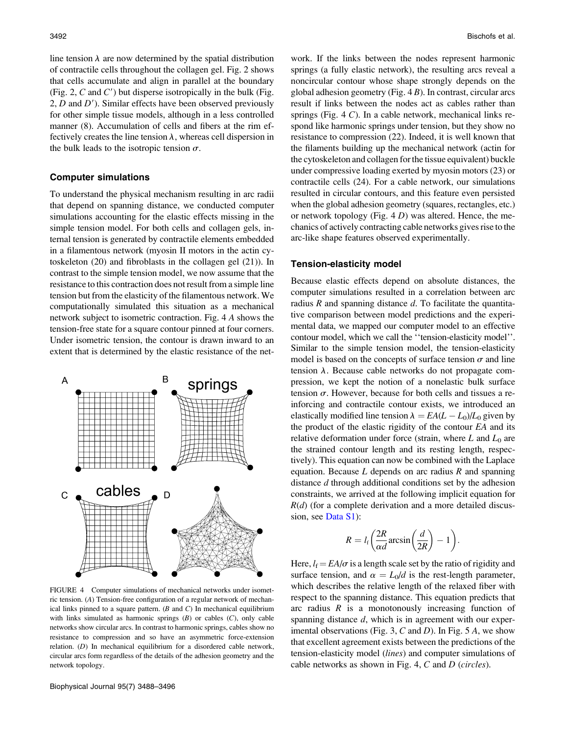line tension $\lambda$ are now determined by the spatial distribution of contractile cells throughout the collagen gel. Fig. 2 shows that cells accumulate and align in parallel at the boundary (Fig. 2, *C* and *C'*) but disperse isotropically in the bulk (Fig. 2, *D* and *D'*). Similar effects have been observed previously for other simple tissue models, although in a less controlled manner (8). Accumulation of cells and fibers at the rim effectively creates the line tension $\lambda$, whereas cell dispersion in the bulk leads to the isotropic tension $\sigma$.

### Computer simulations

To understand the physical mechanism resulting in arc radii that depend on spanning distance, we conducted computer simulations accounting for the elastic effects missing in the simple tension model. For both cells and collagen gels, internal tension is generated by contractile elements embedded in a filamentous network (myosin II motors in the actin cytoskeleton (20) and fibroblasts in the collagen gel (21)). In contrast to the simple tension model, we now assume that the resistance to this contraction does not result from a simple line tension but from the elasticity of the filamentous network. We computationally simulated this situation as a mechanical network subject to isometric contraction. Fig. 4 *A* shows the tension-free state for a square contour pinned at four corners. Under isometric tension, the contour is drawn inward to an extent that is determined by the elastic resistance of the network. If the links between the nodes represent harmonic springs (a fully elastic network), the resulting arcs reveal a noncircular contour whose shape strongly depends on the global adhesion geometry (Fig. 4 *B*). In contrast, circular arcs result if links between the nodes act as cables rather than springs (Fig. 4 *C*). In a cable network, mechanical links respond like harmonic springs under tension, but they show no resistance to compression (22). Indeed, it is well known that the filaments building up the mechanical network (actin for the cytoskeleton and collagen for the tissue equivalent) buckle under compressive loading exerted by myosin motors (23) or contractile cells (24). For a cable network, our simulations resulted in circular contours, and this feature even persisted when the global adhesion geometry (squares, rectangles, etc.) or network topology (Fig. 4 *D*) was altered. Hence, the mechanics of actively contracting cable networks gives rise to the arc-like shape features observed experimentally.

FIGURE 4 Computer simulations of mechanical networks under isometric tension. (*A*) Tension-free configuration of a regular network of mechanical links pinned to a square pattern. (*B* and *C*) In mechanical equilibrium with links simulated as harmonic springs (*B*) or cables (*C*), only cable networks show circular arcs. In contrast to harmonic springs, cables show no resistance to compression and so have an asymmetric force-extension relation. (*D*) In mechanical equilibrium for a disordered cable network, circular arcs form regardless of the details of the adhesion geometry and the network topology.

### Tension-elasticity model

Because elastic effects depend on absolute distances, the computer simulations resulted in a correlation between arc radius $R$ and spanning distance $d$. To facilitate the quantitative comparison between model predictions and the experimental data, we mapped our computer model to an effective contour model, which we call the ''tension-elasticity model''. Similar to the simple tension model, the tension-elasticity model is based on the concepts of surface tension $\sigma$ and line tension $\lambda$. Because cable networks do not propagate compression, we kept the notion of a nonelastic bulk surface tension $\sigma$. However, because for both cells and tissues a reinforcing and contractile contour exists, we introduced an elastically modified line tension $\lambda = EA(L - L_0)/L_0$ given by the product of the elastic rigidity of the contour $EA$ and its relative deformation under force (strain, where $L$ and $L_0$ are the strained contour length and its resting length, respectively). This equation can now be combined with the Laplace equation. Because $L$ depends on arc radius $R$ and spanning distance $d$ through additional conditions set by the adhesion constraints, we arrived at the following implicit equation for $R(d)$ (for a complete derivation and a more detailed discussion, see Data S1):

$$R = l_f\left(\frac{2R}{\alpha d}\arcsin\left(\frac{d}{2R}\right) - 1\right).$$

Here, $l_f = EA/\sigma$ is a length scale set by the ratio of rigidity and surface tension, and $\alpha = L_0/d$ is the rest-length parameter, which describes the relative length of the relaxed fiber with respect to the spanning distance. This equation predicts that arc radius $R$ is a monotonously increasing function of spanning distance $d$, which is in agreement with our experimental observations (Fig. 3, *C* and *D*). In Fig. 5 *A*, we show that excellent agreement exists between the predictions of the tension-elasticity model (*lines*) and computer simulations of cable networks as shown in Fig. 4, *C* and *D* (*circles*).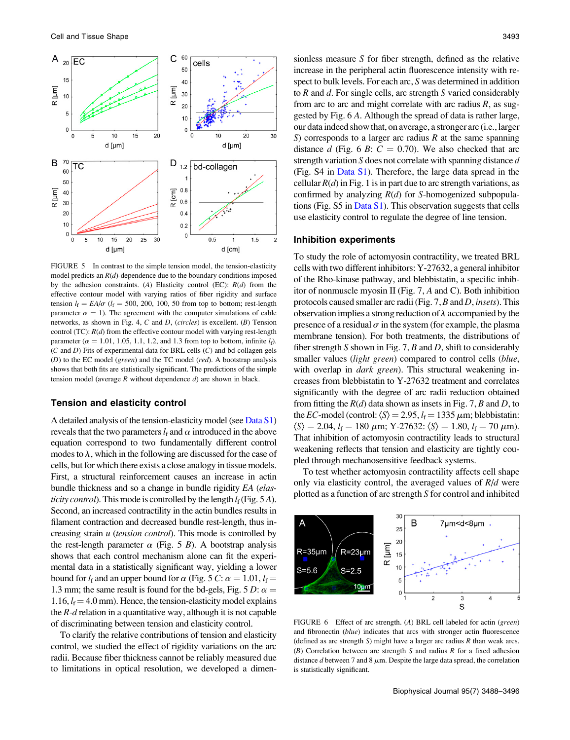FIGURE 5 In contrast to the simple tension model, the tension-elasticity model predicts an $R(d)$-dependence due to the boundary conditions imposed by the adhesion constraints. (*A*) Elasticity control (EC): $R(d)$ from the effective contour model with varying ratios of fiber rigidity and surface tension $l_f = EA/\sigma$ ($l_f$ = 500, 200, 100, 50 from top to bottom; rest-length parameter $\alpha = 1$). The agreement with the computer simulations of cable networks, as shown in Fig. 4, *C* and *D*, (*circles*) is excellent. (*B*) Tension control (TC): $R(d)$ from the effective contour model with varying rest-length parameter ($\alpha$ = 1.01, 1.05, 1.1, 1.2, and 1.3 from top to bottom, infinite $l_f$). (*C* and *D*) Fits of experimental data for BRL cells (*C*) and bd-collagen gels (*D*) to the EC model (*green*) and the TC model (*red*). A bootstrap analysis shows that both fits are statistically significant. The predictions of the simple tension model (average $R$ without dependence $d$) are shown in black.

## Tension and elasticity control

A detailed analysis of the tension-elasticity model (see Data S1) reveals that the two parameters $l_f$ and $\alpha$ introduced in the above equation correspond to two fundamentally different control modes to $\lambda$, which in the following are discussed for the case of cells, but for which there exists a close analogy in tissue models. First, a structural reinforcement causes an increase in actin bundle thickness and so a change in bundle rigidity $EA$ (*elasticity control*). This mode is controlled by the length $l_f$ (Fig. 5 *A*). Second, an increased contractility in the actin bundles results in filament contraction and decreased bundle rest-length, thus increasing strain $u$ (*tension control*). This mode is controlled by the rest-length parameter $\alpha$ (Fig. 5 *B*). A bootstrap analysis shows that each control mechanism alone can fit the experimental data in a statistically significant way, yielding a lower bound for $l_f$ and an upper bound for $\alpha$ (Fig. 5 *C*: $\alpha = 1.01$, $l_f =$ 1.3 mm; the same result is found for the bd-gels, Fig. 5 *D*: $\alpha =$ 1.16, $l_f = 4.0$ mm). Hence, the tension-elasticity model explains the $R$-$d$ relation in a quantitative way, although it is not capable of discriminating between tension and elasticity control.

To clarify the relative contributions of tension and elasticity control, we studied the effect of rigidity variations on the arc radii. Because fiber thickness cannot be reliably measured due to limitations in optical resolution, we developed a dimensionless measure $S$ for fiber strength, defined as the relative increase in the peripheral actin fluorescence intensity with respect to bulk levels. For each arc, $S$ was determined in addition to $R$ and $d$. For single cells, arc strength $S$ varied considerably from arc to arc and might correlate with arc radius $R$, as suggested by Fig. 6 *A*. Although the spread of data is rather large, our data indeed show that, on average, a stronger arc (i.e., larger $S$) corresponds to a larger arc radius $R$ at the same spanning distance $d$ (Fig. 6 *B*: $C = 0.70$). We also checked that arc strength variation $S$ does not correlate with spanning distance $d$ (Fig. S4 in Data S1). Therefore, the large data spread in the cellular $R(d)$ in Fig. 1 is in part due to arc strength variations, as confirmed by analyzing $R(d)$ for $S$-homogenized subpopulations (Fig. S5 in Data S1). This observation suggests that cells use elasticity control to regulate the degree of line tension.

## Inhibition experiments

To study the role of actomyosin contractility, we treated BRL cells with two different inhibitors: Y-27632, a general inhibitor of the Rho-kinase pathway, and blebbistatin, a specific inhibitor of nonmuscle myosin II (Fig. 7, *A* and C). Both inhibition protocols caused smaller arc radii (Fig. 7, *B* and *D*, *insets*). This observation implies a strong reduction of $\lambda$ accompanied by the presence of a residual $\sigma$ in the system (for example, the plasma membrane tension). For both treatments, the distributions of fiber strength $S$ shown in Fig. 7, *B* and *D*, shift to considerably smaller values (*light green*) compared to control cells (*blue*, with overlap in *dark green*). This structural weakening increases from blebbistatin to Y-27632 treatment and correlates significantly with the degree of arc radii reduction obtained from fitting the $R(d)$ data shown as insets in Fig. 7, *B* and *D*, to the *EC*-model (control: $\langle S \rangle = 2.95$, $l_f = 1335$ $\mu$m; blebbistatin: $\langle S \rangle = 2.04$, $l_f = 180$ $\mu$m; Y-27632: $\langle S \rangle = 1.80$, $l_f = 70$ $\mu$m). That inhibition of actomyosin contractility leads to structural weakening reflects that tension and elasticity are tightly coupled through mechanosensitive feedback systems.

To test whether actomyosin contractility affects cell shape only via elasticity control, the averaged values of $R/d$ were plotted as a function of arc strength $S$ for control and inhibited

FIGURE 6 Effect of arc strength. (*A*) BRL cell labeled for actin (*green*) and fibronectin (*blue*) indicates that arcs with stronger actin fluorescence (defined as arc strength $S$) might have a larger arc radius $R$ than weak arcs. (*B*) Correlation between arc strength $S$ and radius $R$ for a fixed adhesion distance $d$ between 7 and 8 $\mu$m. Despite the large data spread, the correlation is statistically significant.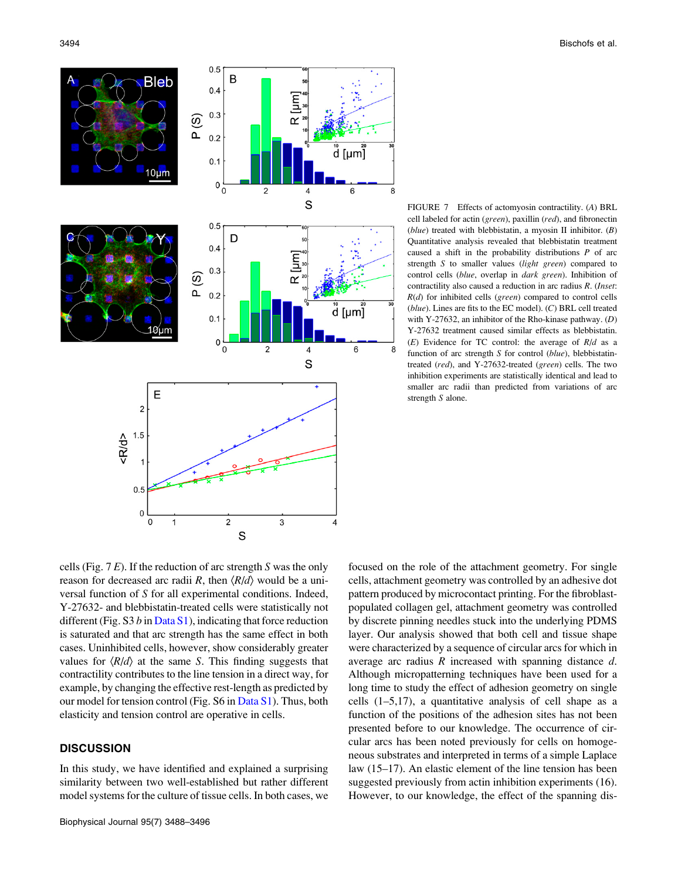FIGURE 7 Effects of actomyosin contractility. (*A*) BRL cell labeled for actin (*green*), paxillin (*red*), and fibronectin (*blue*) treated with blebbistatin, a myosin II inhibitor. (*B*) Quantitative analysis revealed that blebbistatin treatment caused a shift in the probability distributions *P* of arc strength *S* to smaller values (*light green*) compared to control cells (*blue*, overlap in *dark green*). Inhibition of contractility also caused a reduction in arc radius *R*. (*Inset*: *R*(*d*) for inhibited cells (*green*) compared to control cells (*blue*). Lines are fits to the EC model). (*C*) BRL cell treated with Y-27632, an inhibitor of the Rho-kinase pathway. (*D*) Y-27632 treatment caused similar effects as blebbistatin. (*E*) Evidence for TC control: the average of *R*/*d* as a function of arc strength *S* for control (*blue*), blebbistatin-treated (*red*), and Y-27632-treated (*green*) cells. The two inhibition experiments are statistically identical and lead to smaller arc radii than predicted from variations of arc strength *S* alone.

cells (Fig. 7 *E*). If the reduction of arc strength *S* was the only reason for decreased arc radii *R*, then $\langle R/d \rangle$ would be a universal function of *S* for all experimental conditions. Indeed, Y-27632- and blebbistatin-treated cells were statistically not different (Fig. S3 *b* in Data S1), indicating that force reduction is saturated and that arc strength has the same effect in both cases. Uninhibited cells, however, show considerably greater values for $\langle R/d \rangle$ at the same *S*. This finding suggests that contractility contributes to the line tension in a direct way, for example, by changing the effective rest-length as predicted by our model for tension control (Fig. S6 in Data S1). Thus, both elasticity and tension control are operative in cells.

## DISCUSSION

In this study, we have identified and explained a surprising similarity between two well-established but rather different model systems for the culture of tissue cells. In both cases, we focused on the role of the attachment geometry. For single cells, attachment geometry was controlled by an adhesive dot pattern produced by microcontact printing. For the fibroblast-populated collagen gel, attachment geometry was controlled by discrete pinning needles stuck into the underlying PDMS layer. Our analysis showed that both cell and tissue shape were characterized by a sequence of circular arcs for which in average arc radius *R* increased with spanning distance *d*. Although micropatterning techniques have been used for a long time to study the effect of adhesion geometry on single cells (1–5,17), a quantitative analysis of cell shape as a function of the positions of the adhesion sites has not been presented before to our knowledge. The occurrence of circular arcs has been noted previously for cells on homogeneous substrates and interpreted in terms of a simple Laplace law (15–17). An elastic element of the line tension has been suggested previously from actin inhibition experiments (16). However, to our knowledge, the effect of the spanning dis-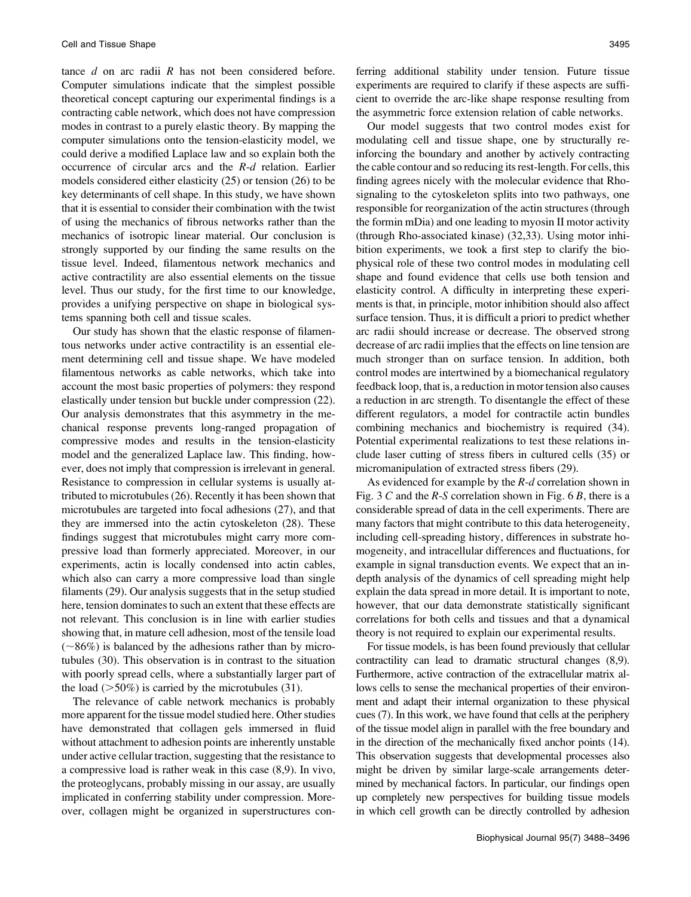tance $d$ on arc radii $R$ has not been considered before. Computer simulations indicate that the simplest possible theoretical concept capturing our experimental findings is a contracting cable network, which does not have compression modes in contrast to a purely elastic theory. By mapping the computer simulations onto the tension-elasticity model, we could derive a modified Laplace law and so explain both the occurrence of circular arcs and the $R$-$d$ relation. Earlier models considered either elasticity (25) or tension (26) to be key determinants of cell shape. In this study, we have shown that it is essential to consider their combination with the twist of using the mechanics of fibrous networks rather than the mechanics of isotropic linear material. Our conclusion is strongly supported by our finding the same results on the tissue level. Indeed, filamentous network mechanics and active contractility are also essential elements on the tissue level. Thus our study, for the first time to our knowledge, provides a unifying perspective on shape in biological systems spanning both cell and tissue scales.

Our study has shown that the elastic response of filamentous networks under active contractility is an essential element determining cell and tissue shape. We have modeled filamentous networks as cable networks, which take into account the most basic properties of polymers: they respond elastically under tension but buckle under compression (22). Our analysis demonstrates that this asymmetry in the mechanical response prevents long-ranged propagation of compressive modes and results in the tension-elasticity model and the generalized Laplace law. This finding, however, does not imply that compression is irrelevant in general. Resistance to compression in cellular systems is usually attributed to microtubules (26). Recently it has been shown that microtubules are targeted into focal adhesions (27), and that they are immersed into the actin cytoskeleton (28). These findings suggest that microtubules might carry more compressive load than formerly appreciated. Moreover, in our experiments, actin is locally condensed into actin cables, which also can carry a more compressive load than single filaments (29). Our analysis suggests that in the setup studied here, tension dominates to such an extent that these effects are not relevant. This conclusion is in line with earlier studies showing that, in mature cell adhesion, most of the tensile load ($\sim$86%) is balanced by the adhesions rather than by microtubules (30). This observation is in contrast to the situation with poorly spread cells, where a substantially larger part of the load ($>$50%) is carried by the microtubules (31).

The relevance of cable network mechanics is probably more apparent for the tissue model studied here. Other studies have demonstrated that collagen gels immersed in fluid without attachment to adhesion points are inherently unstable under active cellular traction, suggesting that the resistance to a compressive load is rather weak in this case (8,9). In vivo, the proteoglycans, probably missing in our assay, are usually implicated in conferring stability under compression. Moreover, collagen might be organized in superstructures conferring additional stability under tension. Future tissue experiments are required to clarify if these aspects are sufficient to override the arc-like shape response resulting from the asymmetric force extension relation of cable networks.

Our model suggests that two control modes exist for modulating cell and tissue shape, one by structurally reinforcing the boundary and another by actively contracting the cable contour and so reducing its rest-length. For cells, this finding agrees nicely with the molecular evidence that Rho-signaling to the cytoskeleton splits into two pathways, one responsible for reorganization of the actin structures (through the formin mDia) and one leading to myosin II motor activity (through Rho-associated kinase) (32,33). Using motor inhibition experiments, we took a first step to clarify the biophysical role of these two control modes in modulating cell shape and found evidence that cells use both tension and elasticity control. A difficulty in interpreting these experiments is that, in principle, motor inhibition should also affect surface tension. Thus, it is difficult a priori to predict whether arc radii should increase or decrease. The observed strong decrease of arc radii implies that the effects on line tension are much stronger than on surface tension. In addition, both control modes are intertwined by a biomechanical regulatory feedback loop, that is, a reduction in motor tension also causes a reduction in arc strength. To disentangle the effect of these different regulators, a model for contractile actin bundles combining mechanics and biochemistry is required (34). Potential experimental realizations to test these relations include laser cutting of stress fibers in cultured cells (35) or micromanipulation of extracted stress fibers (29).

As evidenced for example by the $R$-$d$ correlation shown in Fig. 3 *C* and the $R$-$S$ correlation shown in Fig. 6 *B*, there is a considerable spread of data in the cell experiments. There are many factors that might contribute to this data heterogeneity, including cell-spreading history, differences in substrate homogeneity, and intracellular differences and fluctuations, for example in signal transduction events. We expect that an in-depth analysis of the dynamics of cell spreading might help explain the data spread in more detail. It is important to note, however, that our data demonstrate statistically significant correlations for both cells and tissues and that a dynamical theory is not required to explain our experimental results.

For tissue models, is has been found previously that cellular contractility can lead to dramatic structural changes (8,9). Furthermore, active contraction of the extracellular matrix allows cells to sense the mechanical properties of their environment and adapt their internal organization to these physical cues (7). In this work, we have found that cells at the periphery of the tissue model align in parallel with the free boundary and in the direction of the mechanically fixed anchor points (14). This observation suggests that developmental processes also might be driven by similar large-scale arrangements determined by mechanical factors. In particular, our findings open up completely new perspectives for building tissue models in which cell growth can be directly controlled by adhesion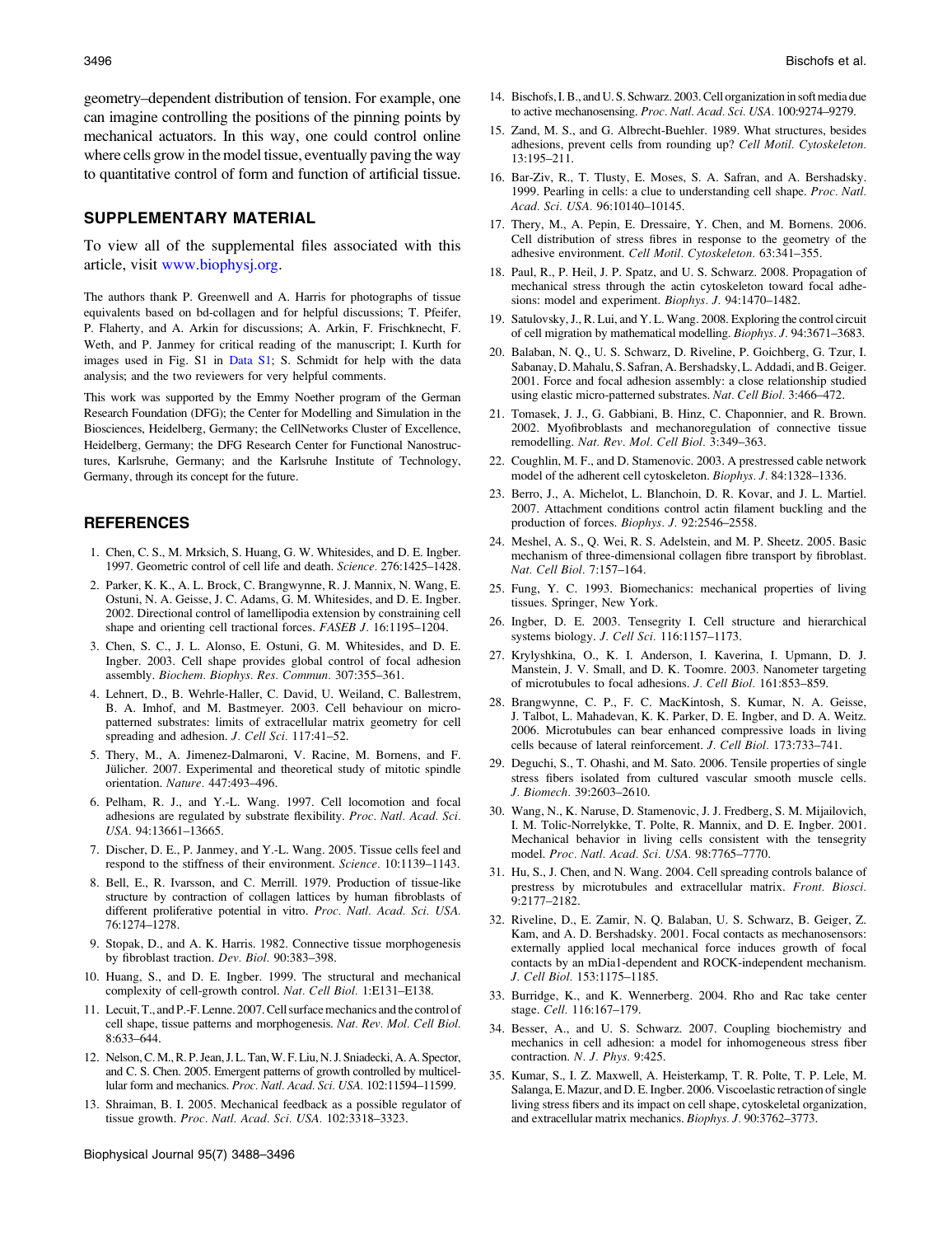geometry–dependent distribution of tension. For example, one can imagine controlling the positions of the pinning points by mechanical actuators. In this way, one could control online where cells grow in the model tissue, eventually paving the way to quantitative control of form and function of artificial tissue.

## SUPPLEMENTARY MATERIAL

To view all of the supplemental files associated with this article, visit www.biophysj.org.

The authors thank P. Greenwell and A. Harris for photographs of tissue equivalents based on bd-collagen and for helpful discussions; T. Pfeifer, P. Flaherty, and A. Arkin for discussions; A. Arkin, F. Frischknecht, F. Weth, and P. Janmey for critical reading of the manuscript; I. Kurth for images used in Fig. S1 in Data S1; S. Schmidt for help with the data analysis; and the two reviewers for very helpful comments.

This work was supported by the Emmy Noether program of the German Research Foundation (DFG); the Center for Modelling and Simulation in the Biosciences, Heidelberg, Germany; the CellNetworks Cluster of Excellence, Heidelberg, Germany; the DFG Research Center for Functional Nanostructures, Karlsruhe, Germany; and the Karlsruhe Institute of Technology, Germany, through its concept for the future.

## REFERENCES

1. Chen, C. S., M. Mrksich, S. Huang, G. W. Whitesides, and D. E. Ingber. 1997. Geometric control of cell life and death. *Science*. 276:1425–1428.
2. Parker, K. K., A. L. Brock, C. Brangwynne, R. J. Mannix, N. Wang, E. Ostuni, N. A. Geisse, J. C. Adams, G. M. Whitesides, and D. E. Ingber. 2002. Directional control of lamellipodia extension by constraining cell shape and orienting cell tractional forces. *FASEB J*. 16:1195–1204.
3. Chen, S. C., J. L. Alonso, E. Ostuni, G. M. Whitesides, and D. E. Ingber. 2003. Cell shape provides global control of focal adhesion assembly. *Biochem. Biophys. Res. Commun*. 307:355–361.
4. Lehnert, D., B. Wehrle-Haller, C. David, U. Weiland, C. Ballestrem, B. A. Imhof, and M. Bastmeyer. 2003. Cell behaviour on micropatterned substrates: limits of extracellular matrix geometry for cell spreading and adhesion. *J. Cell Sci*. 117:41–52.
5. Thery, M., A. Jimenez-Dalmaroni, V. Racine, M. Bornens, and F. Jülicher. 2007. Experimental and theoretical study of mitotic spindle orientation. *Nature*. 447:493–496.
6. Pelham, R. J., and Y.-L. Wang. 1997. Cell locomotion and focal adhesions are regulated by substrate flexibility. *Proc. Natl. Acad. Sci. USA*. 94:13661–13665.
7. Discher, D. E., P. Janmey, and Y.-L. Wang. 2005. Tissue cells feel and respond to the stiffness of their environment. *Science*. 10:1139–1143.
8. Bell, E., R. Ivarsson, and C. Merrill. 1979. Production of tissue-like structure by contraction of collagen lattices by human fibroblasts of different proliferative potential in vitro. *Proc. Natl. Acad. Sci. USA*. 76:1274–1278.
9. Stopak, D., and A. K. Harris. 1982. Connective tissue morphogenesis by fibroblast traction. *Dev. Biol*. 90:383–398.
10. Huang, S., and D. E. Ingber. 1999. The structural and mechanical complexity of cell-growth control. *Nat. Cell Biol*. 1:E131–E138.
11. Lecuit, T., and P.-F. Lenne. 2007. Cell surface mechanics and the control of cell shape, tissue patterns and morphogenesis. *Nat. Rev. Mol. Cell Biol*. 8:633–644.
12. Nelson, C. M., R. P. Jean, J. L. Tan, W. F. Liu, N. J. Sniadecki, A. A. Spector, and C. S. Chen. 2005. Emergent patterns of growth controlled by multicellular form and mechanics. *Proc. Natl. Acad. Sci. USA*. 102:11594–11599.
13. Shraiman, B. I. 2005. Mechanical feedback as a possible regulator of tissue growth. *Proc. Natl. Acad. Sci. USA*. 102:3318–3323.
14. Bischofs, I. B., and U. S. Schwarz. 2003. Cell organization in soft media due to active mechanosensing. *Proc. Natl. Acad. Sci. USA*. 100:9274–9279.
15. Zand, M. S., and G. Albrecht-Buehler. 1989. What structures, besides adhesions, prevent cells from rounding up? *Cell Motil. Cytoskeleton*. 13:195–211.
16. Bar-Ziv, R., T. Tlusty, E. Moses, S. A. Safran, and A. Bershadsky. 1999. Pearling in cells: a clue to understanding cell shape. *Proc. Natl. Acad. Sci. USA*. 96:10140–10145.
17. Thery, M., A. Pepin, E. Dressaire, Y. Chen, and M. Bornens. 2006. Cell distribution of stress fibres in response to the geometry of the adhesive environment. *Cell Motil. Cytoskeleton*. 63:341–355.
18. Paul, R., P. Heil, J. P. Spatz, and U. S. Schwarz. 2008. Propagation of mechanical stress through the actin cytoskeleton toward focal adhesions: model and experiment. *Biophys. J*. 94:1470–1482.
19. Satulovsky, J., R. Lui, and Y. L. Wang. 2008. Exploring the control circuit of cell migration by mathematical modelling. *Biophys. J*. 94:3671–3683.
20. Balaban, N. Q., U. S. Schwarz, D. Riveline, P. Goichberg, G. Tzur, I. Sabanay, D. Mahalu, S. Safran, A. Bershadsky, L. Addadi, and B. Geiger. 2001. Force and focal adhesion assembly: a close relationship studied using elastic micro-patterned substrates. *Nat. Cell Biol*. 3:466–472.
21. Tomasek, J. J., G. Gabbiani, B. Hinz, C. Chaponnier, and R. Brown. 2002. Myofibroblasts and mechanoregulation of connective tissue remodelling. *Nat. Rev. Mol. Cell Biol*. 3:349–363.
22. Coughlin, M. F., and D. Stamenovic. 2003. A prestressed cable network model of the adherent cell cytoskeleton. *Biophys. J*. 84:1328–1336.
23. Berro, J., A. Michelot, L. Blanchoin, D. R. Kovar, and J. L. Martiel. 2007. Attachment conditions control actin filament buckling and the production of forces. *Biophys. J*. 92:2546–2558.
24. Meshel, A. S., Q. Wei, R. S. Adelstein, and M. P. Sheetz. 2005. Basic mechanism of three-dimensional collagen fibre transport by fibroblast. *Nat. Cell Biol*. 7:157–164.
25. Fung, Y. C. 1993. Biomechanics: mechanical properties of living tissues. Springer, New York.
26. Ingber, D. E. 2003. Tensegrity I. Cell structure and hierarchical systems biology. *J. Cell Sci*. 116:1157–1173.
27. Krylyshkina, O., K. I. Anderson, I. Kaverina, I. Upmann, D. J. Manstein, J. V. Small, and D. K. Toomre. 2003. Nanometer targeting of microtubules to focal adhesions. *J. Cell Biol*. 161:853–859.
28. Brangwynne, C. P., F. C. MacKintosh, S. Kumar, N. A. Geisse, J. Talbot, L. Mahadevan, K. K. Parker, D. E. Ingber, and D. A. Weitz. 2006. Microtubules can bear enhanced compressive loads in living cells because of lateral reinforcement. *J. Cell Biol*. 173:733–741.
29. Deguchi, S., T. Ohashi, and M. Sato. 2006. Tensile properties of single stress fibers isolated from cultured vascular smooth muscle cells. *J. Biomech*. 39:2603–2610.
30. Wang, N., K. Naruse, D. Stamenovic, J. J. Fredberg, S. M. Mijailovich, I. M. Tolic-Norrelykke, T. Polte, R. Mannix, and D. E. Ingber. 2001. Mechanical behavior in living cells consistent with the tensegrity model. *Proc. Natl. Acad. Sci. USA*. 98:7765–7770.
31. Hu, S., J. Chen, and N. Wang. 2004. Cell spreading controls balance of prestress by microtubules and extracellular matrix. *Front. Biosci*. 9:2177–2182.
32. Riveline, D., E. Zamir, N. Q. Balaban, U. S. Schwarz, B. Geiger, Z. Kam, and A. D. Bershadsky. 2001. Focal contacts as mechanosensors: externally applied local mechanical force induces growth of focal contacts by an mDia1-dependent and ROCK-independent mechanism. *J. Cell Biol*. 153:1175–1185.
33. Burridge, K., and K. Wennerberg. 2004. Rho and Rac take center stage. *Cell*. 116:167–179.
34. Besser, A., and U. S. Schwarz. 2007. Coupling biochemistry and mechanics in cell adhesion: a model for inhomogeneous stress fiber contraction. *N. J. Phys*. 9:425.
35. Kumar, S., I. Z. Maxwell, A. Heisterkamp, T. R. Polte, T. P. Lele, M. Salanga, E. Mazur, and D. E. Ingber. 2006. Viscoelastic retraction of single living stress fibers and its impact on cell shape, cytoskeletal organization, and extracellular matrix mechanics. *Biophys. J*. 90:3762–3773.